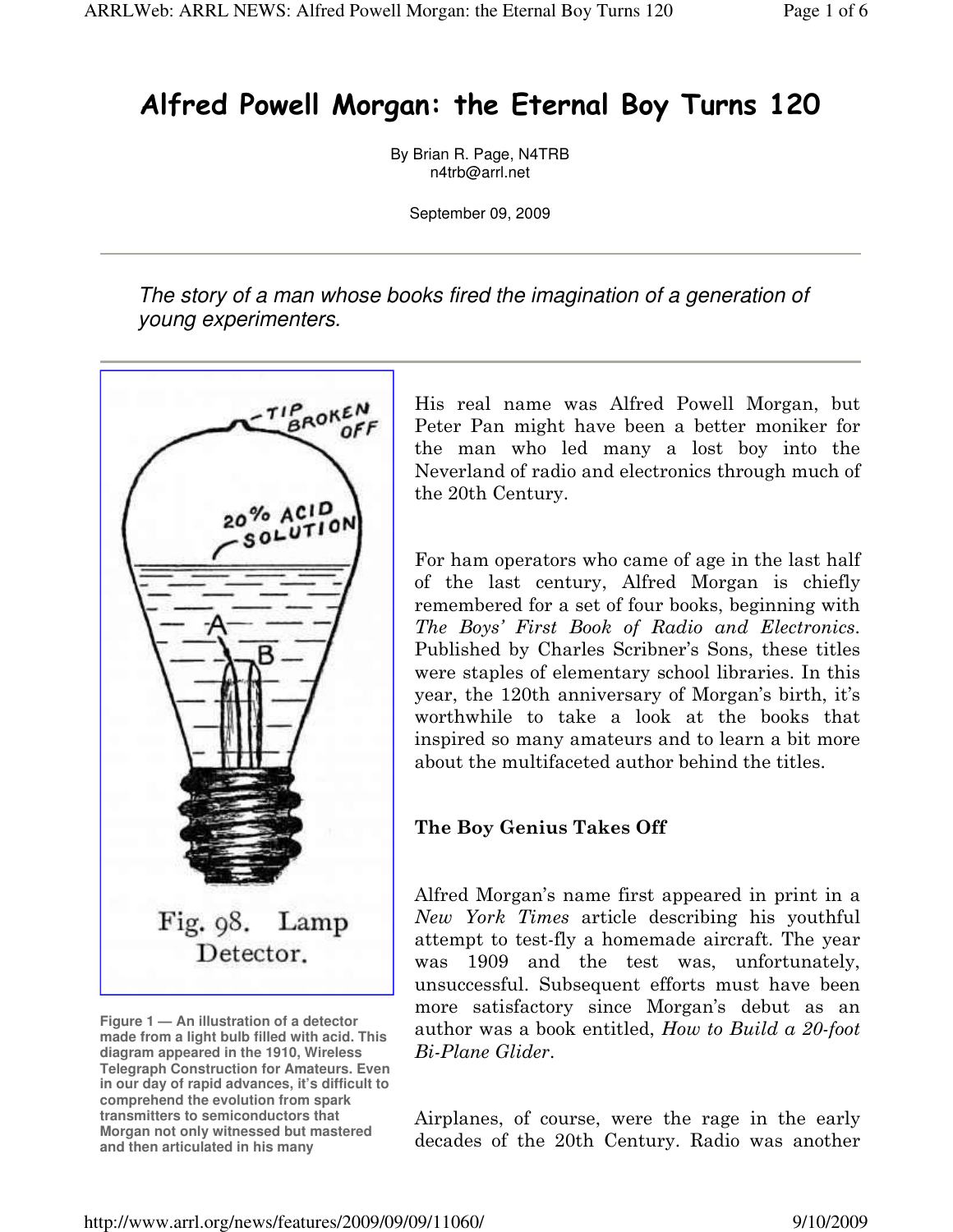# Alfred Powell Morgan: the Eternal Boy Turns 120

By Brian R. Page, N4TRB
n4trb@arrl.net

September 09, 2009

---

*The story of a man whose books fired the imagination of a generation of young experimenters.*

---

Fig. 98. Lamp Detector.

**Figure 1 — An illustration of a detector made from a light bulb filled with acid. This diagram appeared in the 1910, Wireless Telegraph Construction for Amateurs. Even in our day of rapid advances, it's difficult to comprehend the evolution from spark transmitters to semiconductors that Morgan not only witnessed but mastered and then articulated in his many**

His real name was Alfred Powell Morgan, but Peter Pan might have been a better moniker for the man who led many a lost boy into the Neverland of radio and electronics through much of the 20th Century.

For ham operators who came of age in the last half of the last century, Alfred Morgan is chiefly remembered for a set of four books, beginning with *The Boys' First Book of Radio and Electronics*. Published by Charles Scribner's Sons, these titles were staples of elementary school libraries. In this year, the 120th anniversary of Morgan's birth, it's worthwhile to take a look at the books that inspired so many amateurs and to learn a bit more about the multifaceted author behind the titles.

### The Boy Genius Takes Off

Alfred Morgan's name first appeared in print in a *New York Times* article describing his youthful attempt to test-fly a homemade aircraft. The year was 1909 and the test was, unfortunately, unsuccessful. Subsequent efforts must have been more satisfactory since Morgan's debut as an author was a book entitled, *How to Build a 20-foot Bi-Plane Glider*.

Airplanes, of course, were the rage in the early decades of the 20th Century. Radio was another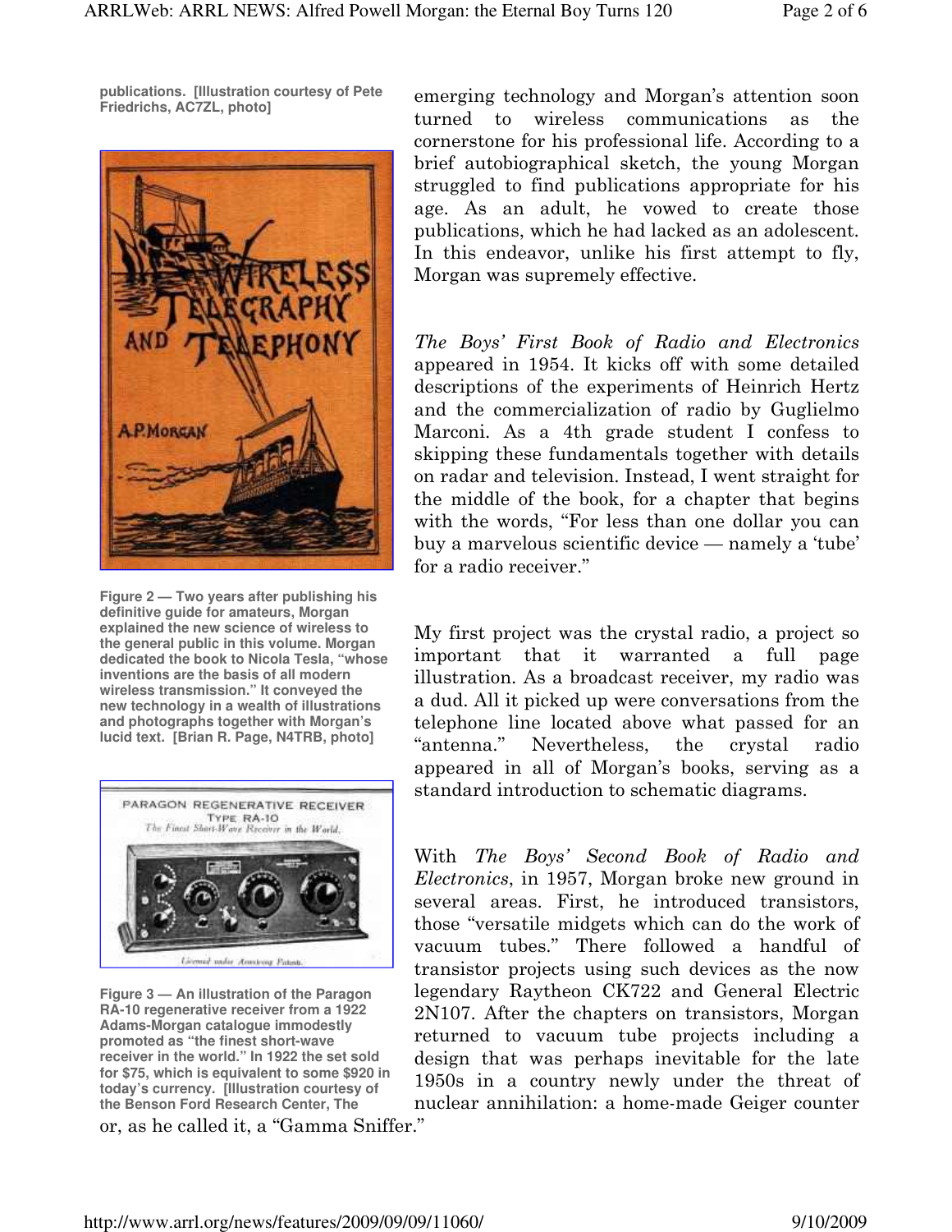publications. [Illustration courtesy of Pete Friedrichs, AC7ZL, photo]

Figure 2 — Two years after publishing his definitive guide for amateurs, Morgan explained the new science of wireless to the general public in this volume. Morgan dedicated the book to Nicola Tesla, "whose inventions are the basis of all modern wireless transmission." It conveyed the new technology in a wealth of illustrations and photographs together with Morgan's lucid text. [Brian R. Page, N4TRB, photo]

Figure 3 — An illustration of the Paragon RA-10 regenerative receiver from a 1922 Adams-Morgan catalogue immodestly promoted as "the finest short-wave receiver in the world." In 1922 the set sold for $75, which is equivalent to some $920 in today's currency. [Illustration courtesy of the Benson Ford Research Center, The

emerging technology and Morgan's attention soon turned to wireless communications as the cornerstone for his professional life. According to a brief autobiographical sketch, the young Morgan struggled to find publications appropriate for his age. As an adult, he vowed to create those publications, which he had lacked as an adolescent. In this endeavor, unlike his first attempt to fly, Morgan was supremely effective.

*The Boys' First Book of Radio and Electronics* appeared in 1954. It kicks off with some detailed descriptions of the experiments of Heinrich Hertz and the commercialization of radio by Guglielmo Marconi. As a 4th grade student I confess to skipping these fundamentals together with details on radar and television. Instead, I went straight for the middle of the book, for a chapter that begins with the words, "For less than one dollar you can buy a marvelous scientific device — namely a 'tube' for a radio receiver."

My first project was the crystal radio, a project so important that it warranted a full page illustration. As a broadcast receiver, my radio was a dud. All it picked up were conversations from the telephone line located above what passed for an "antenna." Nevertheless, the crystal radio appeared in all of Morgan's books, serving as a standard introduction to schematic diagrams.

With *The Boys' Second Book of Radio and Electronics*, in 1957, Morgan broke new ground in several areas. First, he introduced transistors, those "versatile midgets which can do the work of vacuum tubes." There followed a handful of transistor projects using such devices as the now legendary Raytheon CK722 and General Electric 2N107. After the chapters on transistors, Morgan returned to vacuum tube projects including a design that was perhaps inevitable for the late 1950s in a country newly under the threat of nuclear annihilation: a home-made Geiger counter or, as he called it, a "Gamma Sniffer."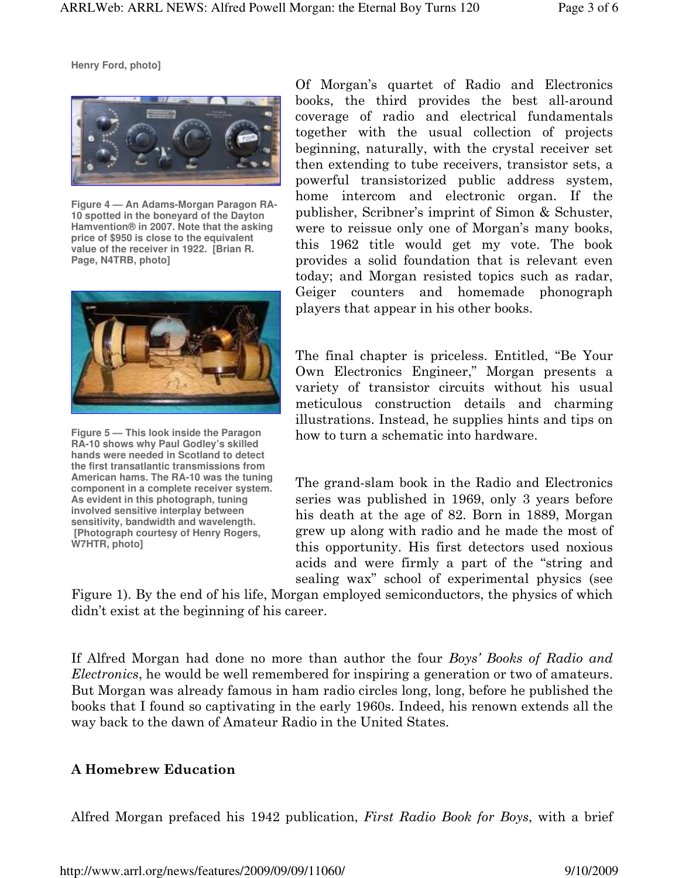Henry Ford, photo]

**Figure 4 — An Adams-Morgan Paragon RA-10 spotted in the boneyard of the Dayton Hamvention® in 2007. Note that the asking price of $950 is close to the equivalent value of the receiver in 1922. [Brian R. Page, N4TRB, photo]**

**Figure 5 — This look inside the Paragon RA-10 shows why Paul Godley's skilled hands were needed in Scotland to detect the first transatlantic transmissions from American hams. The RA-10 was the tuning component in a complete receiver system. As evident in this photograph, tuning involved sensitive interplay between sensitivity, bandwidth and wavelength. [Photograph courtesy of Henry Rogers, W7HTR, photo]**

Of Morgan's quartet of Radio and Electronics books, the third provides the best all-around coverage of radio and electrical fundamentals together with the usual collection of projects beginning, naturally, with the crystal receiver set then extending to tube receivers, transistor sets, a powerful transistorized public address system, home intercom and electronic organ. If the publisher, Scribner's imprint of Simon & Schuster, were to reissue only one of Morgan's many books, this 1962 title would get my vote. The book provides a solid foundation that is relevant even today; and Morgan resisted topics such as radar, Geiger counters and homemade phonograph players that appear in his other books.

The final chapter is priceless. Entitled, "Be Your Own Electronics Engineer," Morgan presents a variety of transistor circuits without his usual meticulous construction details and charming illustrations. Instead, he supplies hints and tips on how to turn a schematic into hardware.

The grand-slam book in the Radio and Electronics series was published in 1969, only 3 years before his death at the age of 82. Born in 1889, Morgan grew up along with radio and he made the most of this opportunity. His first detectors used noxious acids and were firmly a part of the "string and sealing wax" school of experimental physics (see Figure 1). By the end of his life, Morgan employed semiconductors, the physics of which didn't exist at the beginning of his career.

If Alfred Morgan had done no more than author the four *Boys' Books of Radio and Electronics*, he would be well remembered for inspiring a generation or two of amateurs. But Morgan was already famous in ham radio circles long, long, before he published the books that I found so captivating in the early 1960s. Indeed, his renown extends all the way back to the dawn of Amateur Radio in the United States.

## A Homebrew Education

Alfred Morgan prefaced his 1942 publication, *First Radio Book for Boys*, with a brief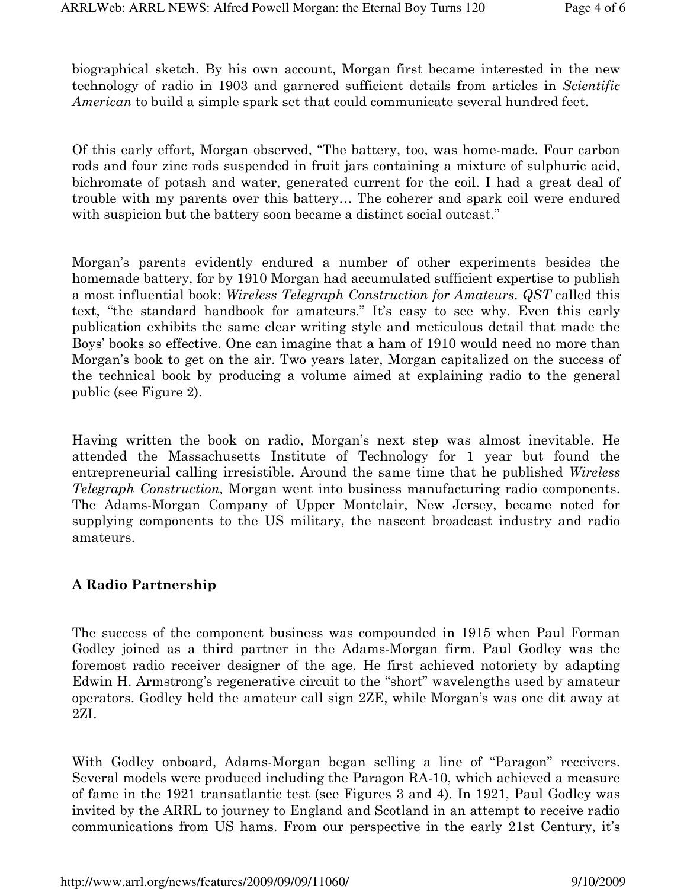biographical sketch. By his own account, Morgan first became interested in the new technology of radio in 1903 and garnered sufficient details from articles in *Scientific American* to build a simple spark set that could communicate several hundred feet.

Of this early effort, Morgan observed, "The battery, too, was home-made. Four carbon rods and four zinc rods suspended in fruit jars containing a mixture of sulphuric acid, bichromate of potash and water, generated current for the coil. I had a great deal of trouble with my parents over this battery… The coherer and spark coil were endured with suspicion but the battery soon became a distinct social outcast."

Morgan's parents evidently endured a number of other experiments besides the homemade battery, for by 1910 Morgan had accumulated sufficient expertise to publish a most influential book: *Wireless Telegraph Construction for Amateurs*. *QST* called this text, "the standard handbook for amateurs." It's easy to see why. Even this early publication exhibits the same clear writing style and meticulous detail that made the Boys' books so effective. One can imagine that a ham of 1910 would need no more than Morgan's book to get on the air. Two years later, Morgan capitalized on the success of the technical book by producing a volume aimed at explaining radio to the general public (see Figure 2).

Having written the book on radio, Morgan's next step was almost inevitable. He attended the Massachusetts Institute of Technology for 1 year but found the entrepreneurial calling irresistible. Around the same time that he published *Wireless Telegraph Construction*, Morgan went into business manufacturing radio components. The Adams-Morgan Company of Upper Montclair, New Jersey, became noted for supplying components to the US military, the nascent broadcast industry and radio amateurs.

### A Radio Partnership

The success of the component business was compounded in 1915 when Paul Forman Godley joined as a third partner in the Adams-Morgan firm. Paul Godley was the foremost radio receiver designer of the age. He first achieved notoriety by adapting Edwin H. Armstrong's regenerative circuit to the "short" wavelengths used by amateur operators. Godley held the amateur call sign 2ZE, while Morgan's was one dit away at 2ZI.

With Godley onboard, Adams-Morgan began selling a line of "Paragon" receivers. Several models were produced including the Paragon RA-10, which achieved a measure of fame in the 1921 transatlantic test (see Figures 3 and 4). In 1921, Paul Godley was invited by the ARRL to journey to England and Scotland in an attempt to receive radio communications from US hams. From our perspective in the early 21st Century, it's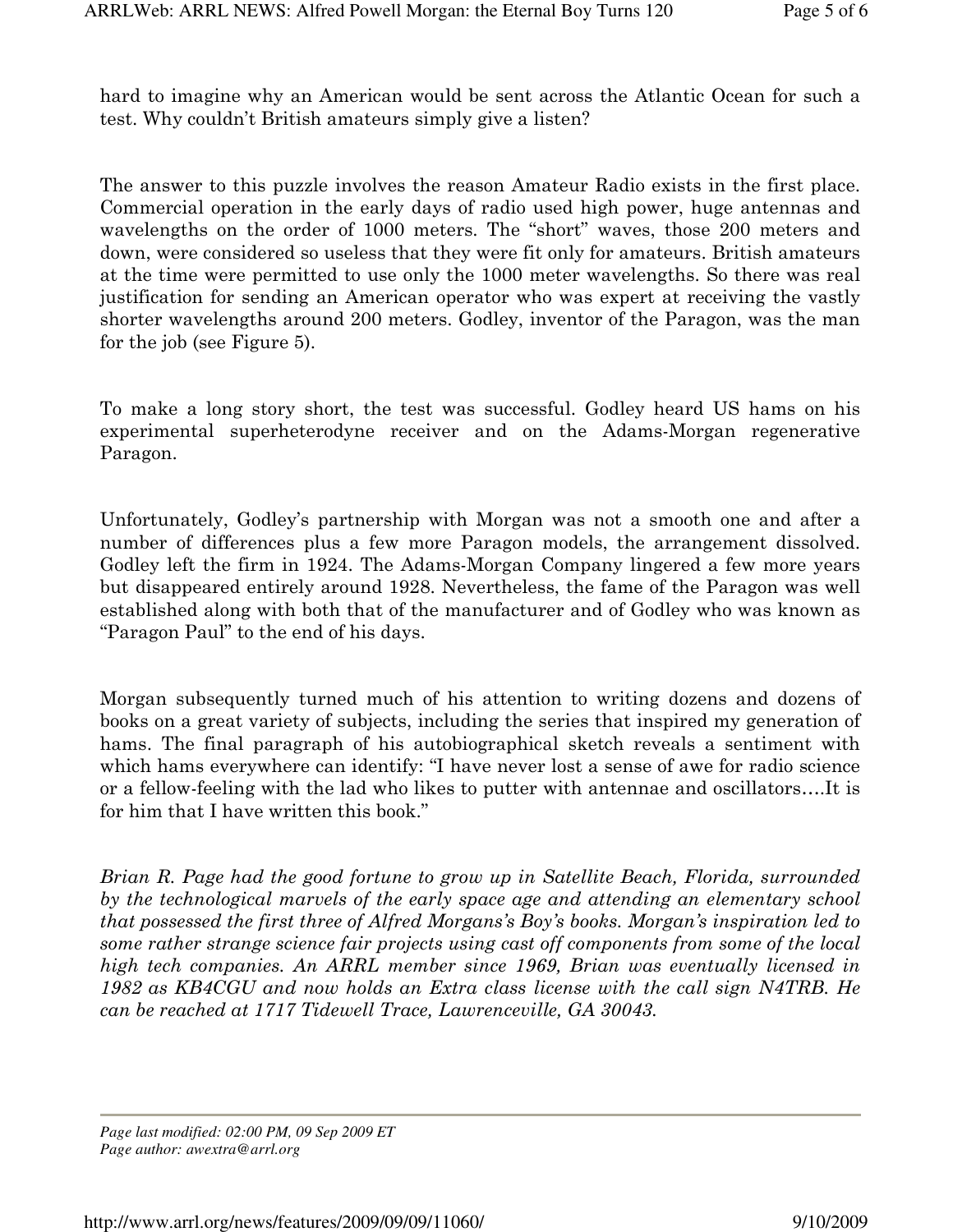hard to imagine why an American would be sent across the Atlantic Ocean for such a test. Why couldn't British amateurs simply give a listen?

The answer to this puzzle involves the reason Amateur Radio exists in the first place. Commercial operation in the early days of radio used high power, huge antennas and wavelengths on the order of 1000 meters. The "short" waves, those 200 meters and down, were considered so useless that they were fit only for amateurs. British amateurs at the time were permitted to use only the 1000 meter wavelengths. So there was real justification for sending an American operator who was expert at receiving the vastly shorter wavelengths around 200 meters. Godley, inventor of the Paragon, was the man for the job (see Figure 5).

To make a long story short, the test was successful. Godley heard US hams on his experimental superheterodyne receiver and on the Adams-Morgan regenerative Paragon.

Unfortunately, Godley's partnership with Morgan was not a smooth one and after a number of differences plus a few more Paragon models, the arrangement dissolved. Godley left the firm in 1924. The Adams-Morgan Company lingered a few more years but disappeared entirely around 1928. Nevertheless, the fame of the Paragon was well established along with both that of the manufacturer and of Godley who was known as "Paragon Paul" to the end of his days.

Morgan subsequently turned much of his attention to writing dozens and dozens of books on a great variety of subjects, including the series that inspired my generation of hams. The final paragraph of his autobiographical sketch reveals a sentiment with which hams everywhere can identify: "I have never lost a sense of awe for radio science or a fellow-feeling with the lad who likes to putter with antennae and oscillators….It is for him that I have written this book."

*Brian R. Page had the good fortune to grow up in Satellite Beach, Florida, surrounded by the technological marvels of the early space age and attending an elementary school that possessed the first three of Alfred Morgans's Boy's books. Morgan's inspiration led to some rather strange science fair projects using cast off components from some of the local high tech companies. An ARRL member since 1969, Brian was eventually licensed in 1982 as KB4CGU and now holds an Extra class license with the call sign N4TRB. He can be reached at 1717 Tidewell Trace, Lawrenceville, GA 30043.*

---

*Page last modified: 02:00 PM, 09 Sep 2009 ET*
*Page author: awextra@arrl.org*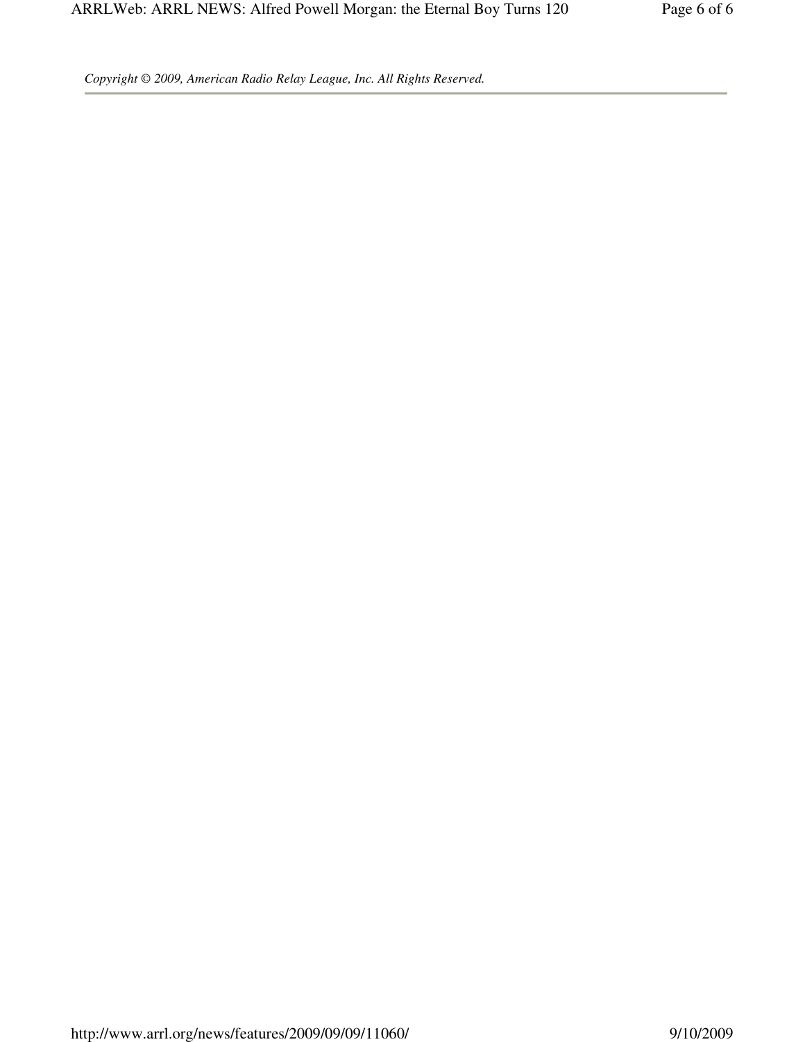*Copyright © 2009, American Radio Relay League, Inc. All Rights Reserved.*